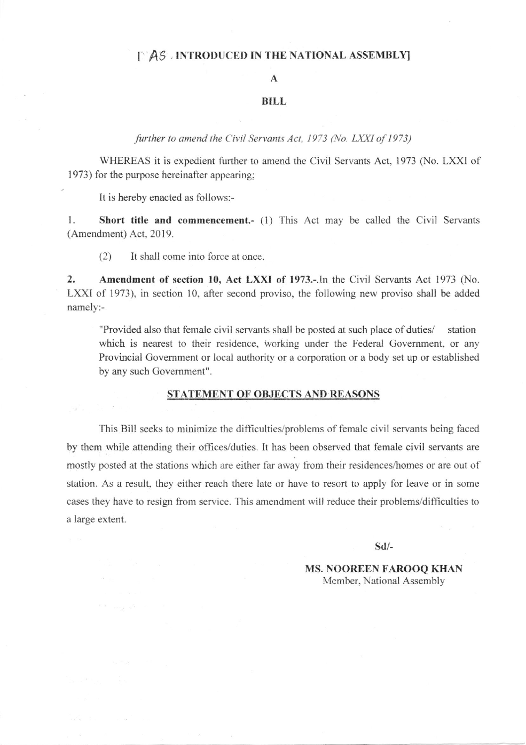**[AS INTRODUCED IN THE NATIONAL ASSEMBLY]**

**A**

**BILL**

*further to amend the Civil Servants Act, 1973 (No. LXXI of 1973)*

WHEREAS it is expedient further to amend the Civil Servants Act, 1973 (No. LXXI of 1973) for the purpose hereinafter appearing;

It is hereby enacted as follows:-

1. **Short title and commencement.-** (1) This Act may be called the Civil Servants (Amendment) Act, 2019.

   (2) It shall come into force at once.

2. **Amendment of section 10, Act LXXI of 1973.-**.In the Civil Servants Act 1973 (No. LXXI of 1973), in section 10, after second proviso, the following new proviso shall be added namely:-

   "Provided also that female civil servants shall be posted at such place of duties/ station which is nearest to their residence, working under the Federal Government, or any Provincial Government or local authority or a corporation or a body set up or established by any such Government".

## STATEMENT OF OBJECTS AND REASONS

This Bill seeks to minimize the difficulties/problems of female civil servants being faced by them while attending their offices/duties. It has been observed that female civil servants are mostly posted at the stations which are either far away from their residences/homes or are out of station. As a result, they either reach there late or have to resort to apply for leave or in some cases they have to resign from service. This amendment will reduce their problems/difficulties to a large extent.

Sd/-

**MS. NOOREEN FAROOQ KHAN**
Member, National Assembly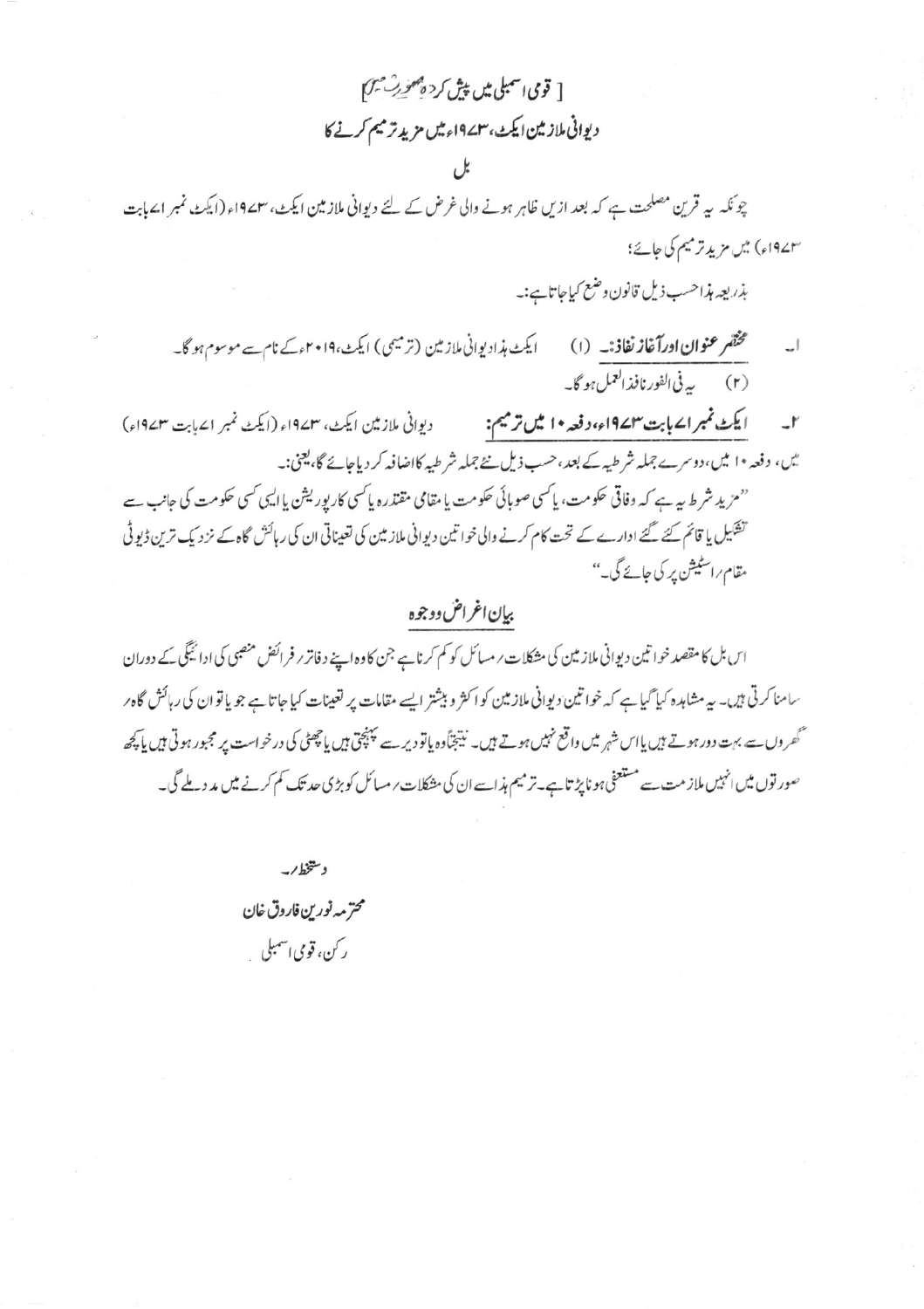[ قومی اسمبلی میں پیش کردہ صورت میں ]

# دیوانی ملازمین ایکٹ، ۱۹۷۳ء میں مزید ترمیم کرنے کا

## بل

چونکہ یہ قرین مصلحت ہے کہ بعد ازیں ظاہر ہونے والی غرض کے لئے دیوانی ملازمین ایکٹ، ۱۹۷۳ء (ایکٹ نمبر ۷۱ بابت ۱۹۷۳ء) میں مزید ترمیم کی جائے؛

بذریعہ ہذا حسب ذیل قانون وضع کیا جاتا ہے:۔

۱۔ **مختصر عنوان اور آغاز نفاذ:۔** (۱) ایکٹ ہذا دیوانی ملازمین (ترمیمی) ایکٹ، ۲۰۱۹ء کے نام سے موسوم ہو گا۔

(۲) یہ فی الفور نافذ العمل ہو گا۔

۲۔ **ایکٹ نمبر ۷۱ بابت ۱۹۷۳ء، دفعہ ۱۰ میں ترمیم:** دیوانی ملازمین ایکٹ، ۱۹۷۳ء (ایکٹ نمبر ۷۱ بابت ۱۹۷۳ء) میں، دفعہ ۱۰ میں، دوسرے جملہ شرطیہ کے بعد، حسب ذیل نئے جملہ شرطیہ کا اضافہ کر دیا جائے گا، یعنی:۔

''مزید شرط یہ ہے کہ وفاقی حکومت، یا کسی صوبائی حکومت یا مقامی مقتدرہ یا کسی کارپوریشن یا ایسی کسی حکومت کی جانب سے تشکیل یا قائم کئے گئے ادارے کے تحت کام کرنے والی خواتین دیوانی ملازمین کی تعیناتی ان کی رہائش گاہ کے نزدیک ترین ڈیوٹی مقام/اسٹیشن پر کی جائے گی۔''

## بیان اغراض و وجوہ

اس بل کا مقصد خواتین دیوانی ملازمین کی مشکلات/مسائل کو کم کرنا ہے جن کا وہ اپنے دفاتر/فرائض منصبی کی ادائیگی کے دوران سامنا کرتی ہیں۔ یہ مشاہدہ کیا گیا ہے کہ خواتین دیوانی ملازمین کو اکثر و بیشتر ایسے مقامات پر تعینات کیا جاتا ہے جو یا تو ان کی رہائش گاہ/گھروں سے بہت دور ہوتے ہیں یا اس شہر میں واقع نہیں ہوتے ہیں۔ نتیجتاً وہ یا تو دیر سے پہنچتی ہیں یا چھٹی کی درخواست پر مجبور ہوتی ہیں یا کچھ صورتوں میں انہیں ملازمت سے مستعفی ہونا پڑتا ہے۔ ترمیم ہذا سے ان کی مشکلات/مسائل کو بڑی حد تک کم کرنے میں مدد ملے گی۔

دستخط/۔

محترمہ نورین فاروق خان

رکن، قومی اسمبلی